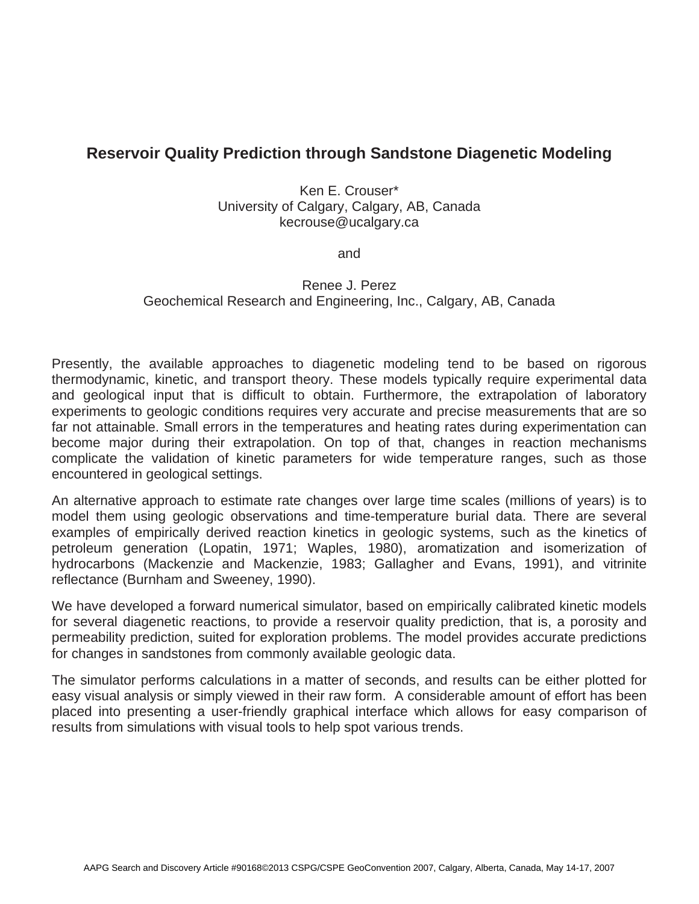# Reservoir Quality Prediction through Sandstone Diagenetic Modeling

Ken E. Crouser*
University of Calgary, Calgary, AB, Canada
kecrouse@ucalgary.ca

and

Renee J. Perez
Geochemical Research and Engineering, Inc., Calgary, AB, Canada

Presently, the available approaches to diagenetic modeling tend to be based on rigorous thermodynamic, kinetic, and transport theory. These models typically require experimental data and geological input that is difficult to obtain. Furthermore, the extrapolation of laboratory experiments to geologic conditions requires very accurate and precise measurements that are so far not attainable. Small errors in the temperatures and heating rates during experimentation can become major during their extrapolation. On top of that, changes in reaction mechanisms complicate the validation of kinetic parameters for wide temperature ranges, such as those encountered in geological settings.

An alternative approach to estimate rate changes over large time scales (millions of years) is to model them using geologic observations and time-temperature burial data. There are several examples of empirically derived reaction kinetics in geologic systems, such as the kinetics of petroleum generation (Lopatin, 1971; Waples, 1980), aromatization and isomerization of hydrocarbons (Mackenzie and Mackenzie, 1983; Gallagher and Evans, 1991), and vitrinite reflectance (Burnham and Sweeney, 1990).

We have developed a forward numerical simulator, based on empirically calibrated kinetic models for several diagenetic reactions, to provide a reservoir quality prediction, that is, a porosity and permeability prediction, suited for exploration problems. The model provides accurate predictions for changes in sandstones from commonly available geologic data.

The simulator performs calculations in a matter of seconds, and results can be either plotted for easy visual analysis or simply viewed in their raw form. A considerable amount of effort has been placed into presenting a user-friendly graphical interface which allows for easy comparison of results from simulations with visual tools to help spot various trends.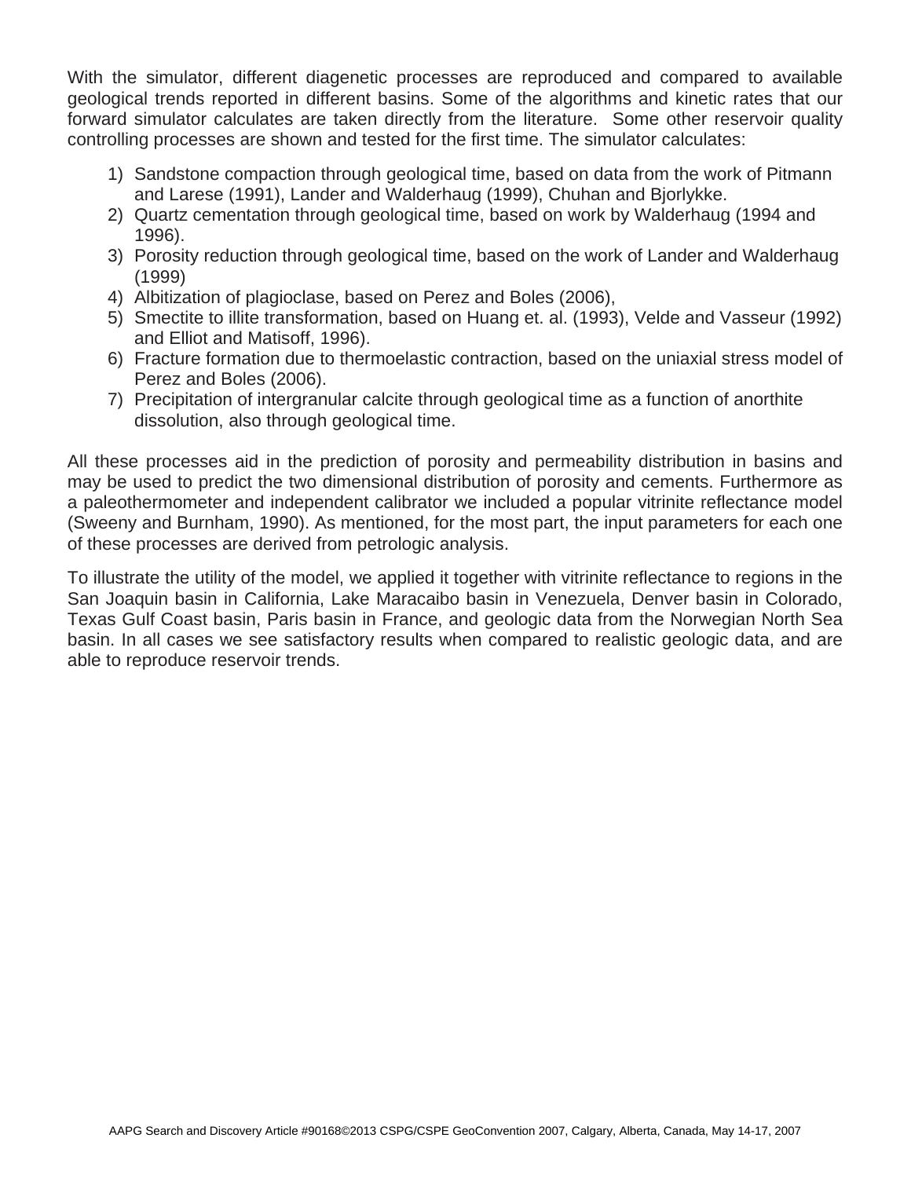With the simulator, different diagenetic processes are reproduced and compared to available geological trends reported in different basins. Some of the algorithms and kinetic rates that our forward simulator calculates are taken directly from the literature. Some other reservoir quality controlling processes are shown and tested for the first time. The simulator calculates:

1) Sandstone compaction through geological time, based on data from the work of Pitmann and Larese (1991), Lander and Walderhaug (1999), Chuhan and Bjorlykke.
2) Quartz cementation through geological time, based on work by Walderhaug (1994 and 1996).
3) Porosity reduction through geological time, based on the work of Lander and Walderhaug (1999)
4) Albitization of plagioclase, based on Perez and Boles (2006),
5) Smectite to illite transformation, based on Huang et. al. (1993), Velde and Vasseur (1992) and Elliot and Matisoff, 1996).
6) Fracture formation due to thermoelastic contraction, based on the uniaxial stress model of Perez and Boles (2006).
7) Precipitation of intergranular calcite through geological time as a function of anorthite dissolution, also through geological time.

All these processes aid in the prediction of porosity and permeability distribution in basins and may be used to predict the two dimensional distribution of porosity and cements. Furthermore as a paleothermometer and independent calibrator we included a popular vitrinite reflectance model (Sweeny and Burnham, 1990). As mentioned, for the most part, the input parameters for each one of these processes are derived from petrologic analysis.

To illustrate the utility of the model, we applied it together with vitrinite reflectance to regions in the San Joaquin basin in California, Lake Maracaibo basin in Venezuela, Denver basin in Colorado, Texas Gulf Coast basin, Paris basin in France, and geologic data from the Norwegian North Sea basin. In all cases we see satisfactory results when compared to realistic geologic data, and are able to reproduce reservoir trends.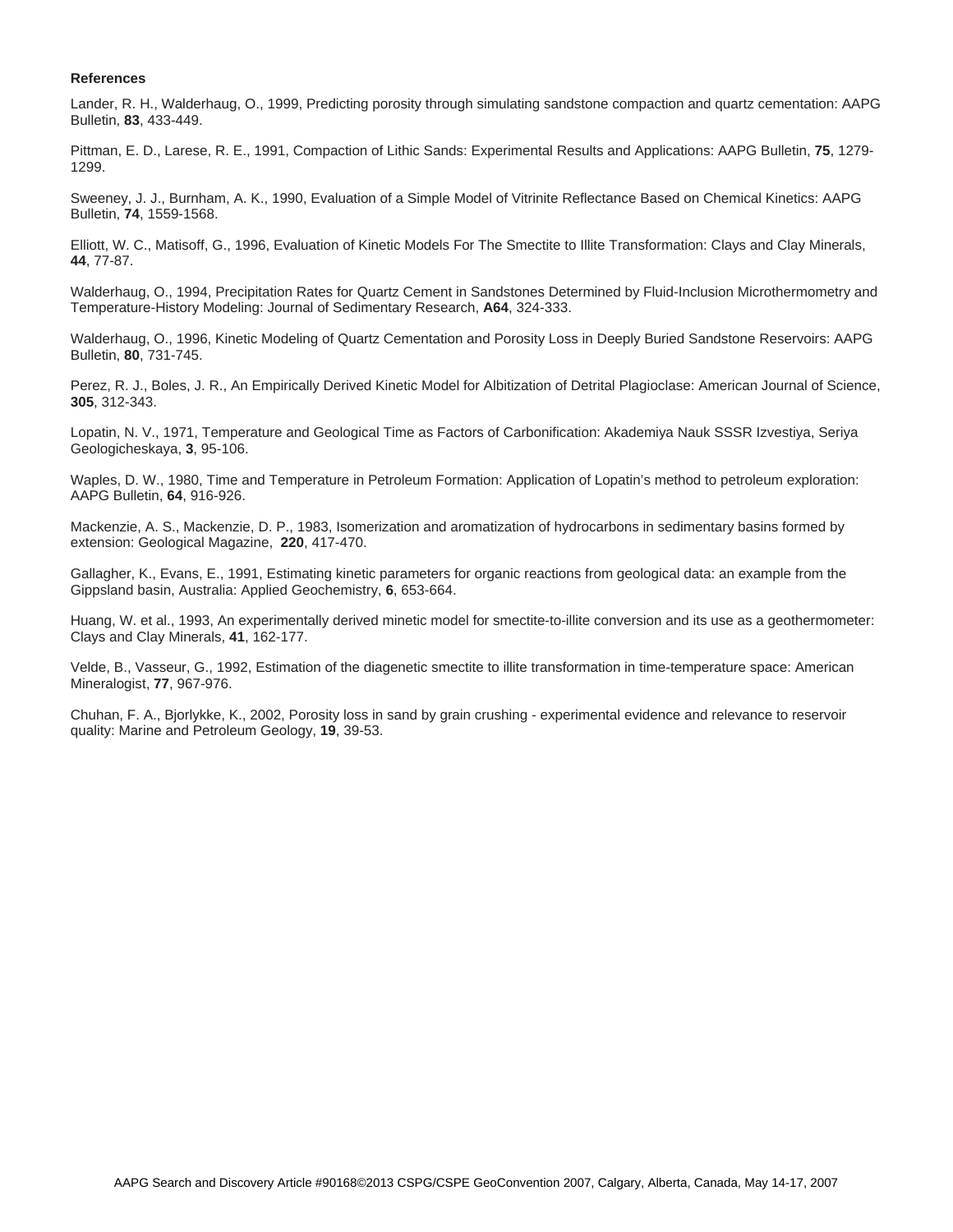**References**

Lander, R. H., Walderhaug, O., 1999, Predicting porosity through simulating sandstone compaction and quartz cementation: AAPG Bulletin, **83**, 433-449.

Pittman, E. D., Larese, R. E., 1991, Compaction of Lithic Sands: Experimental Results and Applications: AAPG Bulletin, **75**, 1279-1299.

Sweeney, J. J., Burnham, A. K., 1990, Evaluation of a Simple Model of Vitrinite Reflectance Based on Chemical Kinetics: AAPG Bulletin, **74**, 1559-1568.

Elliott, W. C., Matisoff, G., 1996, Evaluation of Kinetic Models For The Smectite to Illite Transformation: Clays and Clay Minerals, **44**, 77-87.

Walderhaug, O., 1994, Precipitation Rates for Quartz Cement in Sandstones Determined by Fluid-Inclusion Microthermometry and Temperature-History Modeling: Journal of Sedimentary Research, **A64**, 324-333.

Walderhaug, O., 1996, Kinetic Modeling of Quartz Cementation and Porosity Loss in Deeply Buried Sandstone Reservoirs: AAPG Bulletin, **80**, 731-745.

Perez, R. J., Boles, J. R., An Empirically Derived Kinetic Model for Albitization of Detrital Plagioclase: American Journal of Science, **305**, 312-343.

Lopatin, N. V., 1971, Temperature and Geological Time as Factors of Carbonification: Akademiya Nauk SSSR Izvestiya, Seriya Geologicheskaya, **3**, 95-106.

Waples, D. W., 1980, Time and Temperature in Petroleum Formation: Application of Lopatin's method to petroleum exploration: AAPG Bulletin, **64**, 916-926.

Mackenzie, A. S., Mackenzie, D. P., 1983, Isomerization and aromatization of hydrocarbons in sedimentary basins formed by extension: Geological Magazine, **220**, 417-470.

Gallagher, K., Evans, E., 1991, Estimating kinetic parameters for organic reactions from geological data: an example from the Gippsland basin, Australia: Applied Geochemistry, **6**, 653-664.

Huang, W. et al., 1993, An experimentally derived minetic model for smectite-to-illite conversion and its use as a geothermometer: Clays and Clay Minerals, **41**, 162-177.

Velde, B., Vasseur, G., 1992, Estimation of the diagenetic smectite to illite transformation in time-temperature space: American Mineralogist, **77**, 967-976.

Chuhan, F. A., Bjorlykke, K., 2002, Porosity loss in sand by grain crushing - experimental evidence and relevance to reservoir quality: Marine and Petroleum Geology, **19**, 39-53.